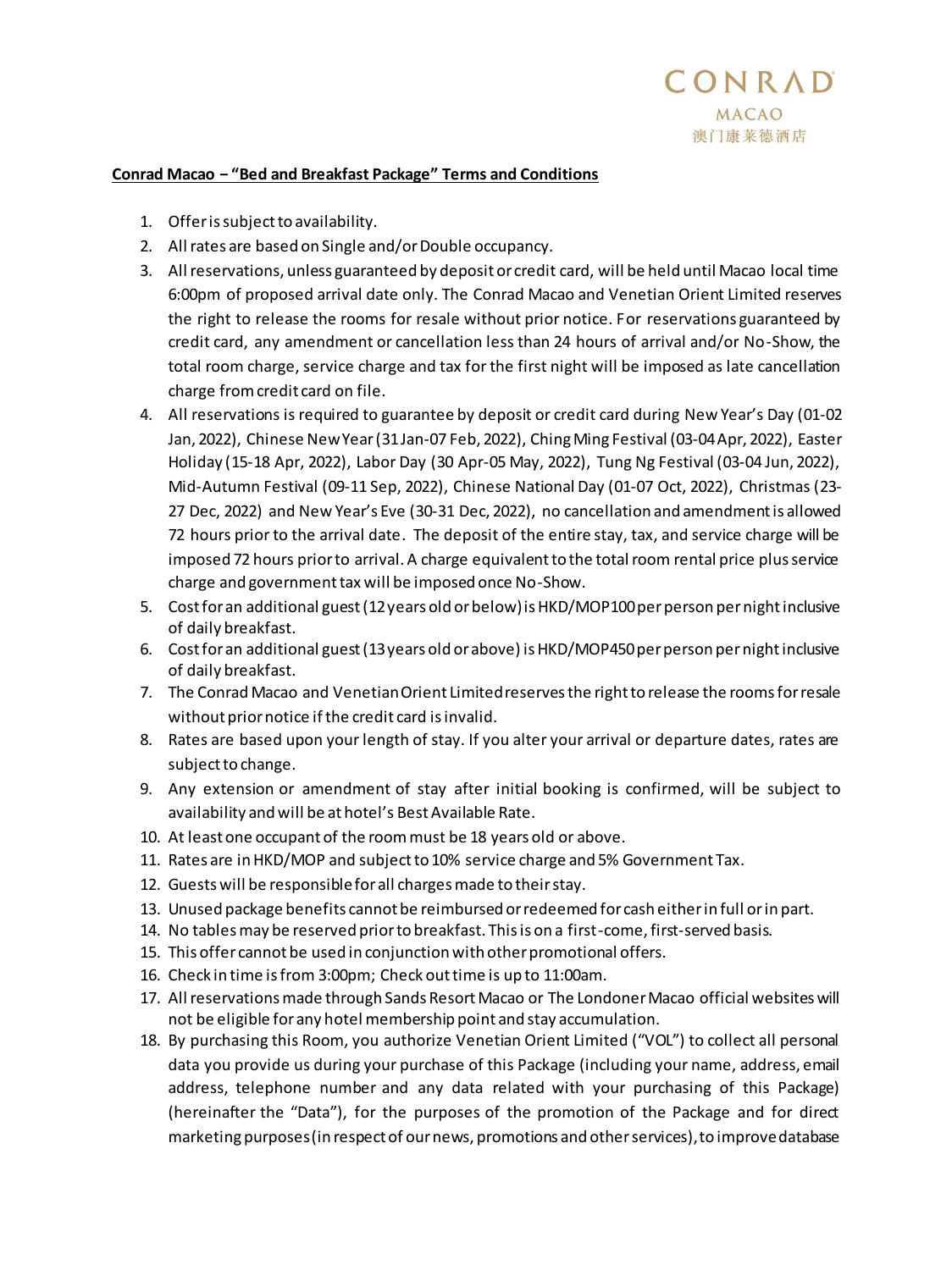CONRAD
MACAO
澳门康莱德酒店

**Conrad Macao – "Bed and Breakfast Package" Terms and Conditions**

1. Offer is subject to availability.
2. All rates are based on Single and/or Double occupancy.
3. All reservations, unless guaranteed by deposit or credit card, will be held until Macao local time 6:00pm of proposed arrival date only. The Conrad Macao and Venetian Orient Limited reserves the right to release the rooms for resale without prior notice. For reservations guaranteed by credit card, any amendment or cancellation less than 24 hours of arrival and/or No-Show, the total room charge, service charge and tax for the first night will be imposed as late cancellation charge from credit card on file.
4. All reservations is required to guarantee by deposit or credit card during New Year's Day (01-02 Jan, 2022), Chinese New Year (31 Jan-07 Feb, 2022), Ching Ming Festival (03-04 Apr, 2022), Easter Holiday (15-18 Apr, 2022), Labor Day (30 Apr-05 May, 2022), Tung Ng Festival (03-04 Jun, 2022), Mid-Autumn Festival (09-11 Sep, 2022), Chinese National Day (01-07 Oct, 2022), Christmas (23-27 Dec, 2022) and New Year's Eve (30-31 Dec, 2022), no cancellation and amendment is allowed 72 hours prior to the arrival date. The deposit of the entire stay, tax, and service charge will be imposed 72 hours prior to arrival. A charge equivalent to the total room rental price plus service charge and government tax will be imposed once No-Show.
5. Cost for an additional guest (12 years old or below) is HKD/MOP100 per person per night inclusive of daily breakfast.
6. Cost for an additional guest (13 years old or above) is HKD/MOP450 per person per night inclusive of daily breakfast.
7. The Conrad Macao and Venetian Orient Limited reserves the right to release the rooms for resale without prior notice if the credit card is invalid.
8. Rates are based upon your length of stay. If you alter your arrival or departure dates, rates are subject to change.
9. Any extension or amendment of stay after initial booking is confirmed, will be subject to availability and will be at hotel's Best Available Rate.
10. At least one occupant of the room must be 18 years old or above.
11. Rates are in HKD/MOP and subject to 10% service charge and 5% Government Tax.
12. Guests will be responsible for all charges made to their stay.
13. Unused package benefits cannot be reimbursed or redeemed for cash either in full or in part.
14. No tables may be reserved prior to breakfast. This is on a first-come, first-served basis.
15. This offer cannot be used in conjunction with other promotional offers.
16. Check in time is from 3:00pm; Check out time is up to 11:00am.
17. All reservations made through Sands Resort Macao or The Londoner Macao official websites will not be eligible for any hotel membership point and stay accumulation.
18. By purchasing this Room, you authorize Venetian Orient Limited ("VOL") to collect all personal data you provide us during your purchase of this Package (including your name, address, email address, telephone number and any data related with your purchasing of this Package) (hereinafter the "Data"), for the purposes of the promotion of the Package and for direct marketing purposes (in respect of our news, promotions and other services), to improve database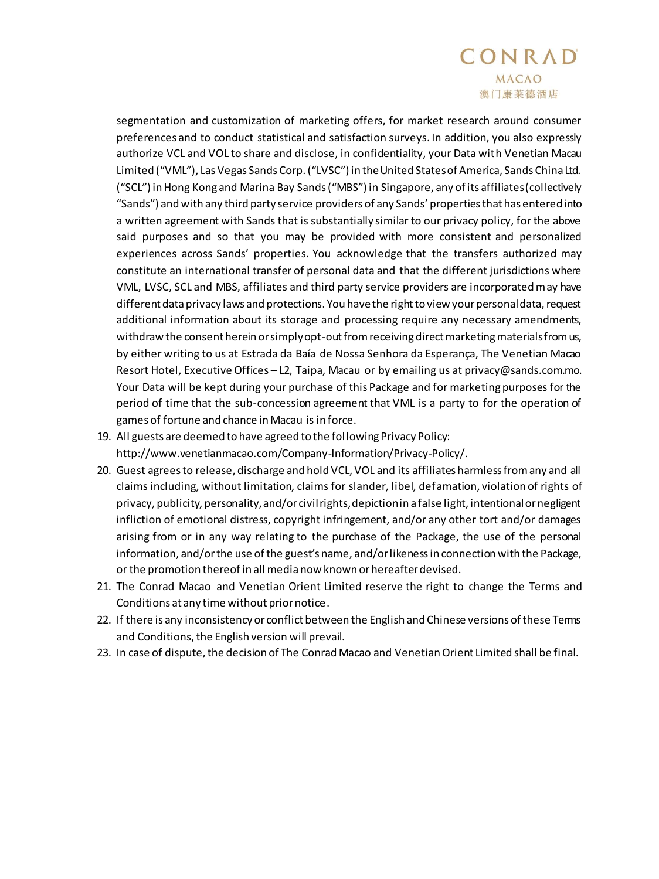segmentation and customization of marketing offers, for market research around consumer preferences and to conduct statistical and satisfaction surveys. In addition, you also expressly authorize VCL and VOL to share and disclose, in confidentiality, your Data with Venetian Macau Limited ("VML"), Las Vegas Sands Corp. ("LVSC") in the United States of America, Sands China Ltd. ("SCL") in Hong Kong and Marina Bay Sands ("MBS") in Singapore, any of its affiliates (collectively "Sands") and with any third party service providers of any Sands' properties that has entered into a written agreement with Sands that is substantially similar to our privacy policy, for the above said purposes and so that you may be provided with more consistent and personalized experiences across Sands' properties. You acknowledge that the transfers authorized may constitute an international transfer of personal data and that the different jurisdictions where VML, LVSC, SCL and MBS, affiliates and third party service providers are incorporated may have different data privacy laws and protections. You have the right to view your personal data, request additional information about its storage and processing require any necessary amendments, withdraw the consent herein or simply opt-out from receiving direct marketing materials from us, by either writing to us at Estrada da Baía de Nossa Senhora da Esperança, The Venetian Macao Resort Hotel, Executive Offices – L2, Taipa, Macau or by emailing us at privacy@sands.com.mo. Your Data will be kept during your purchase of this Package and for marketing purposes for the period of time that the sub-concession agreement that VML is a party to for the operation of games of fortune and chance in Macau is in force.

19. All guests are deemed to have agreed to the following Privacy Policy: http://www.venetianmacao.com/Company-Information/Privacy-Policy/.
20. Guest agrees to release, discharge and hold VCL, VOL and its affiliates harmless from any and all claims including, without limitation, claims for slander, libel, defamation, violation of rights of privacy, publicity, personality, and/or civil rights, depiction in a false light, intentional or negligent infliction of emotional distress, copyright infringement, and/or any other tort and/or damages arising from or in any way relating to the purchase of the Package, the use of the personal information, and/or the use of the guest's name, and/or likeness in connection with the Package, or the promotion thereof in all media now known or hereafter devised.
21. The Conrad Macao and Venetian Orient Limited reserve the right to change the Terms and Conditions at any time without prior notice.
22. If there is any inconsistency or conflict between the English and Chinese versions of these Terms and Conditions, the English version will prevail.
23. In case of dispute, the decision of The Conrad Macao and Venetian Orient Limited shall be final.